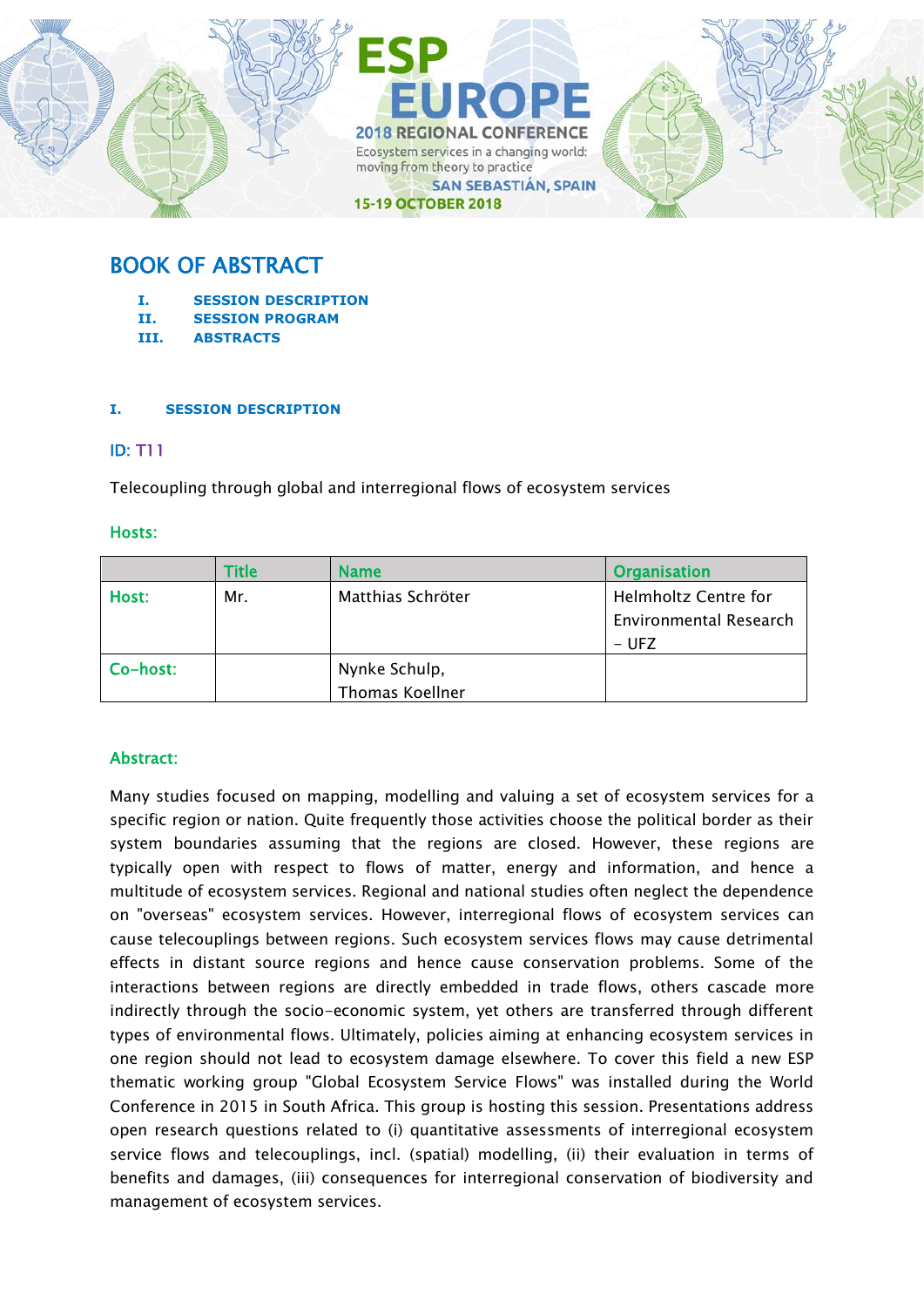ESP EUROPE

2018 REGIONAL CONFERENCE

Ecosystem services in a changing world: moving from theory to practice

SAN SEBASTIÁN, SPAIN

15-19 OCTOBER 2018

# BOOK OF ABSTRACT

- I. SESSION DESCRIPTION
- II. SESSION PROGRAM
- III. ABSTRACTS

## I. SESSION DESCRIPTION

### ID: T11

Telecoupling through global and interregional flows of ecosystem services

### Hosts:

| | Title | Name | Organisation |
|---|---|---|---|
| Host: | Mr. | Matthias Schröter | Helmholtz Centre for Environmental Research – UFZ |
| Co-host: | | Nynke Schulp, Thomas Koellner | |

### Abstract:

Many studies focused on mapping, modelling and valuing a set of ecosystem services for a specific region or nation. Quite frequently those activities choose the political border as their system boundaries assuming that the regions are closed. However, these regions are typically open with respect to flows of matter, energy and information, and hence a multitude of ecosystem services. Regional and national studies often neglect the dependence on "overseas" ecosystem services. However, interregional flows of ecosystem services can cause telecouplings between regions. Such ecosystem services flows may cause detrimental effects in distant source regions and hence cause conservation problems. Some of the interactions between regions are directly embedded in trade flows, others cascade more indirectly through the socio-economic system, yet others are transferred through different types of environmental flows. Ultimately, policies aiming at enhancing ecosystem services in one region should not lead to ecosystem damage elsewhere. To cover this field a new ESP thematic working group "Global Ecosystem Service Flows" was installed during the World Conference in 2015 in South Africa. This group is hosting this session. Presentations address open research questions related to (i) quantitative assessments of interregional ecosystem service flows and telecouplings, incl. (spatial) modelling, (ii) their evaluation in terms of benefits and damages, (iii) consequences for interregional conservation of biodiversity and management of ecosystem services.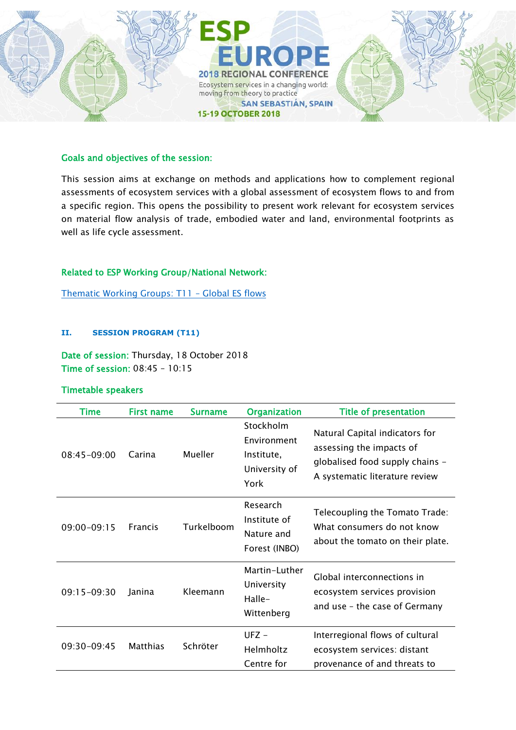#### Goals and objectives of the session:

This session aims at exchange on methods and applications how to complement regional assessments of ecosystem services with a global assessment of ecosystem flows to and from a specific region. This opens the possibility to present work relevant for ecosystem services on material flow analysis of trade, embodied water and land, environmental footprints as well as life cycle assessment.

#### Related to ESP Working Group/National Network:

[Thematic Working Groups: T11 – Global ES flows]

### II. SESSION PROGRAM (T11)

**Date of session:** Thursday, 18 October 2018
**Time of session:** 08:45 – 10:15

#### Timetable speakers

| Time | First name | Surname | Organization | Title of presentation |
| --- | --- | --- | --- | --- |
| 08:45-09:00 | Carina | Mueller | Stockholm Environment Institute, University of York | Natural Capital indicators for assessing the impacts of globalised food supply chains – A systematic literature review |
| 09:00-09:15 | Francis | Turkelboom | Research Institute of Nature and Forest (INBO) | Telecoupling the Tomato Trade: What consumers do not know about the tomato on their plate. |
| 09:15-09:30 | Janina | Kleemann | Martin-Luther University Halle-Wittenberg | Global interconnections in ecosystem services provision and use – the case of Germany |
| 09:30-09:45 | Matthias | Schröter | UFZ – Helmholtz Centre for | Interregional flows of cultural ecosystem services: distant provenance of and threats to |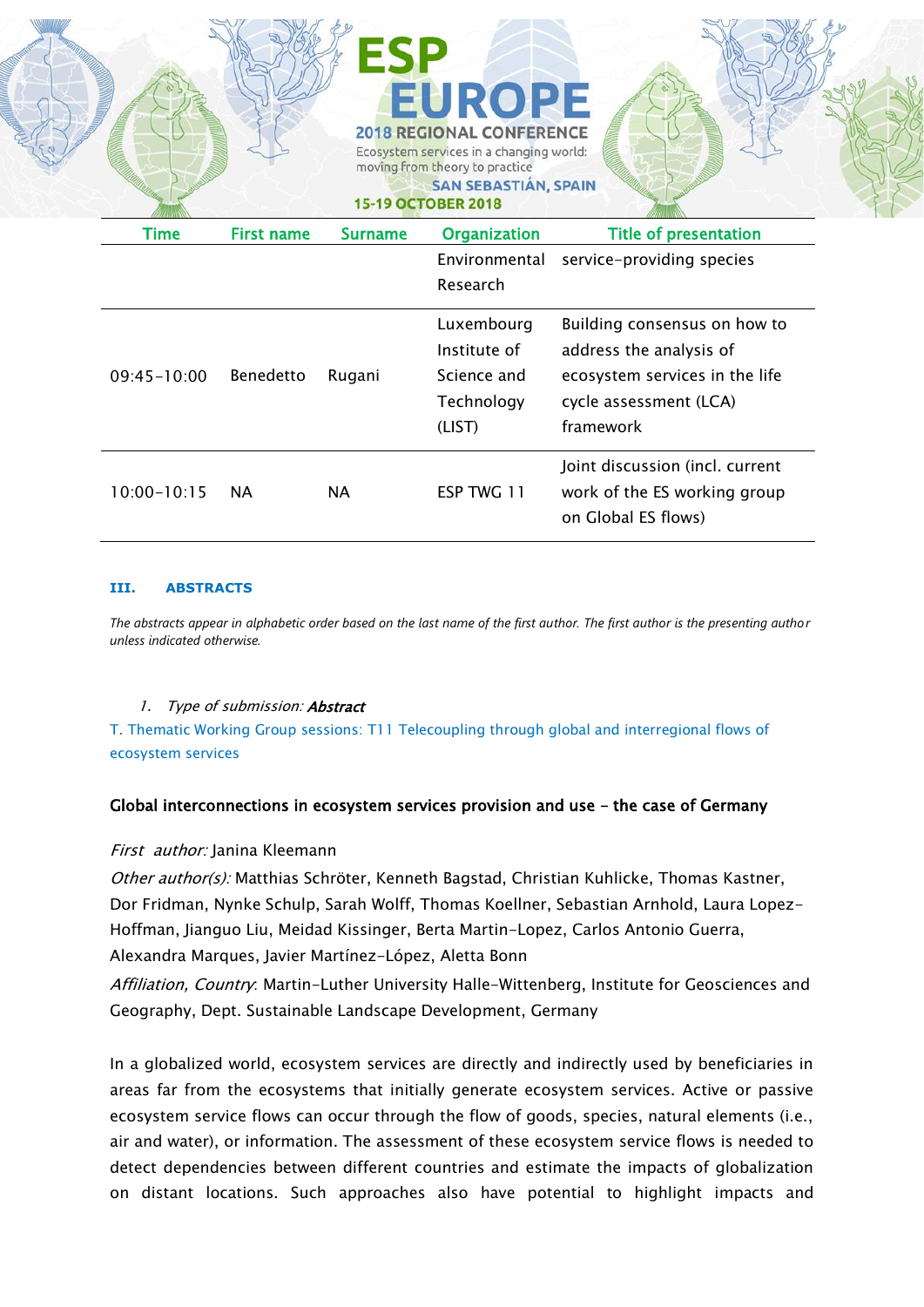| Time | First name | Surname | Organization | Title of presentation |
|---|---|---|---|---|
| | | | Environmental Research | service-providing species |
| 09:45-10:00 | Benedetto | Rugani | Luxembourg Institute of Science and Technology (LIST) | Building consensus on how to address the analysis of ecosystem services in the life cycle assessment (LCA) framework |
| 10:00-10:15 | NA | NA | ESP TWG 11 | Joint discussion (incl. current work of the ES working group on Global ES flows) |

## III. ABSTRACTS

*The abstracts appear in alphabetic order based on the last name of the first author. The first author is the presenting author unless indicated otherwise.*

1. *Type of submission:* ***Abstract***

T. Thematic Working Group sessions: T11 Telecoupling through global and interregional flows of ecosystem services

### Global interconnections in ecosystem services provision and use – the case of Germany

*First author:* Janina Kleemann

*Other author(s):* Matthias Schröter, Kenneth Bagstad, Christian Kuhlicke, Thomas Kastner, Dor Fridman, Nynke Schulp, Sarah Wolff, Thomas Koellner, Sebastian Arnhold, Laura Lopez-Hoffman, Jianguo Liu, Meidad Kissinger, Berta Martin-Lopez, Carlos Antonio Guerra, Alexandra Marques, Javier Martínez-López, Aletta Bonn

*Affiliation, Country:* Martin-Luther University Halle-Wittenberg, Institute for Geosciences and Geography, Dept. Sustainable Landscape Development, Germany

In a globalized world, ecosystem services are directly and indirectly used by beneficiaries in areas far from the ecosystems that initially generate ecosystem services. Active or passive ecosystem service flows can occur through the flow of goods, species, natural elements (i.e., air and water), or information. The assessment of these ecosystem service flows is needed to detect dependencies between different countries and estimate the impacts of globalization on distant locations. Such approaches also have potential to highlight impacts and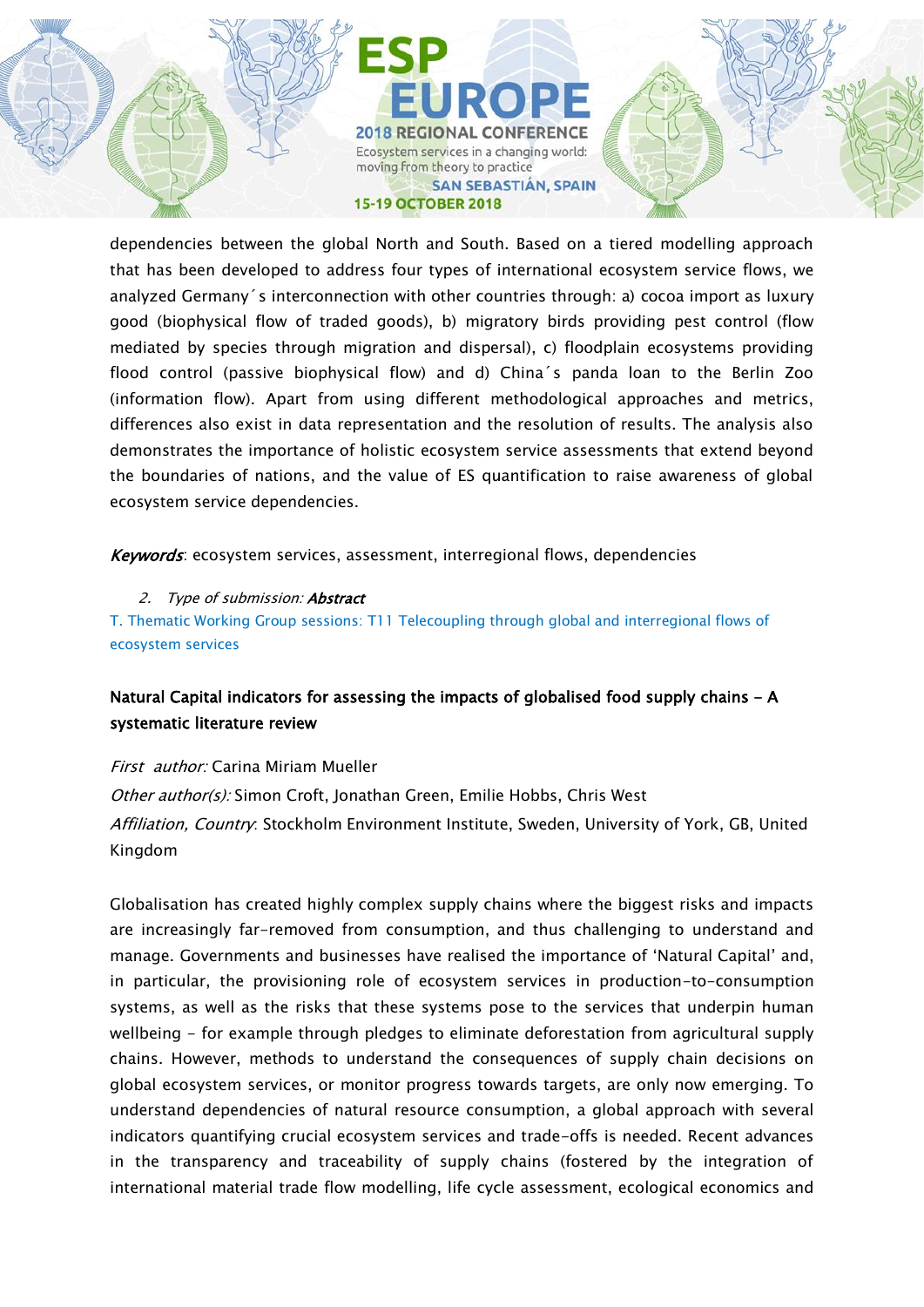dependencies between the global North and South. Based on a tiered modelling approach that has been developed to address four types of international ecosystem service flows, we analyzed Germany´s interconnection with other countries through: a) cocoa import as luxury good (biophysical flow of traded goods), b) migratory birds providing pest control (flow mediated by species through migration and dispersal), c) floodplain ecosystems providing flood control (passive biophysical flow) and d) China´s panda loan to the Berlin Zoo (information flow). Apart from using different methodological approaches and metrics, differences also exist in data representation and the resolution of results. The analysis also demonstrates the importance of holistic ecosystem service assessments that extend beyond the boundaries of nations, and the value of ES quantification to raise awareness of global ecosystem service dependencies.

***Keywords***: ecosystem services, assessment, interregional flows, dependencies

2. *Type of submission:* ***Abstract***

T. Thematic Working Group sessions: T11 Telecoupling through global and interregional flows of ecosystem services

### Natural Capital indicators for assessing the impacts of globalised food supply chains – A systematic literature review

*First author:* Carina Miriam Mueller

*Other author(s):* Simon Croft, Jonathan Green, Emilie Hobbs, Chris West

*Affiliation, Country*: Stockholm Environment Institute, Sweden, University of York, GB, United Kingdom

Globalisation has created highly complex supply chains where the biggest risks and impacts are increasingly far-removed from consumption, and thus challenging to understand and manage. Governments and businesses have realised the importance of 'Natural Capital' and, in particular, the provisioning role of ecosystem services in production-to-consumption systems, as well as the risks that these systems pose to the services that underpin human wellbeing - for example through pledges to eliminate deforestation from agricultural supply chains. However, methods to understand the consequences of supply chain decisions on global ecosystem services, or monitor progress towards targets, are only now emerging. To understand dependencies of natural resource consumption, a global approach with several indicators quantifying crucial ecosystem services and trade-offs is needed. Recent advances in the transparency and traceability of supply chains (fostered by the integration of international material trade flow modelling, life cycle assessment, ecological economics and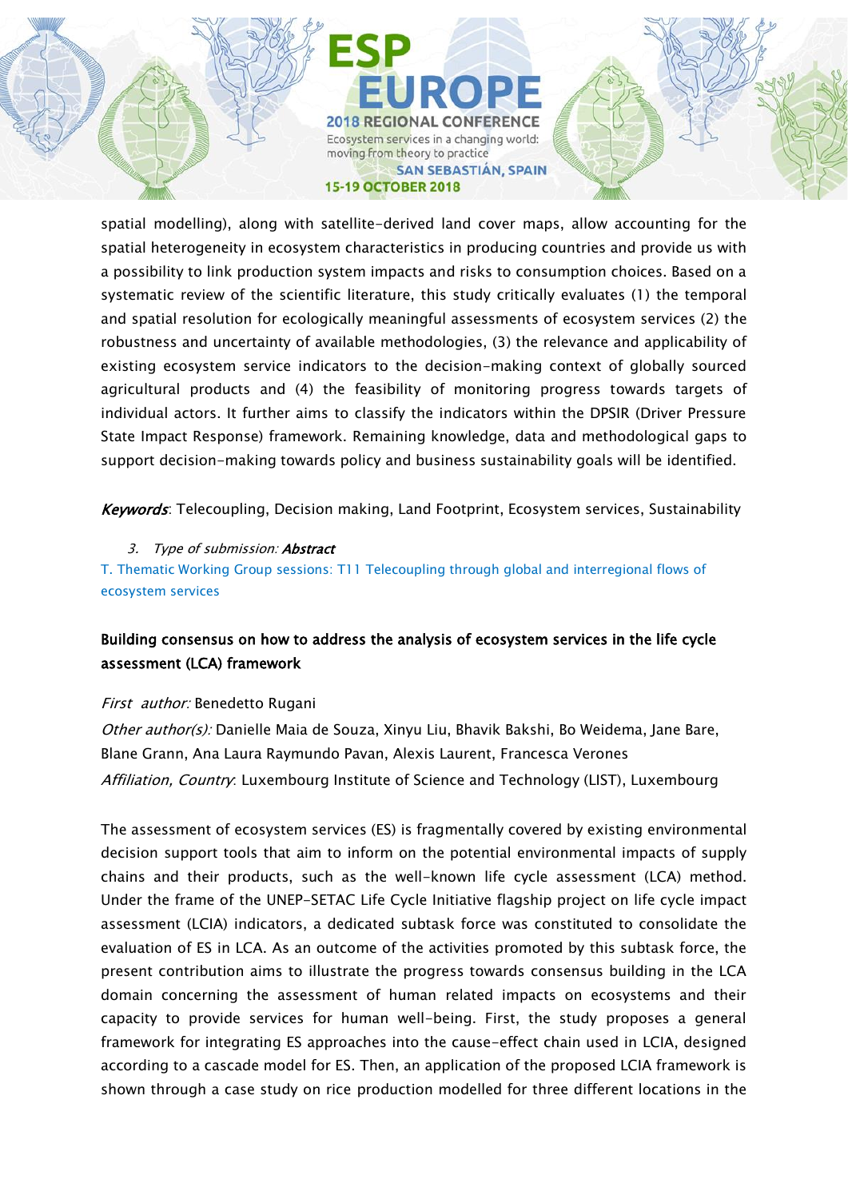spatial modelling), along with satellite-derived land cover maps, allow accounting for the spatial heterogeneity in ecosystem characteristics in producing countries and provide us with a possibility to link production system impacts and risks to consumption choices. Based on a systematic review of the scientific literature, this study critically evaluates (1) the temporal and spatial resolution for ecologically meaningful assessments of ecosystem services (2) the robustness and uncertainty of available methodologies, (3) the relevance and applicability of existing ecosystem service indicators to the decision-making context of globally sourced agricultural products and (4) the feasibility of monitoring progress towards targets of individual actors. It further aims to classify the indicators within the DPSIR (Driver Pressure State Impact Response) framework. Remaining knowledge, data and methodological gaps to support decision-making towards policy and business sustainability goals will be identified.

***Keywords***: Telecoupling, Decision making, Land Footprint, Ecosystem services, Sustainability

3. *Type of submission:* ***Abstract***

T. Thematic Working Group sessions: T11 Telecoupling through global and interregional flows of ecosystem services

## Building consensus on how to address the analysis of ecosystem services in the life cycle assessment (LCA) framework

*First author:* Benedetto Rugani

*Other author(s):* Danielle Maia de Souza, Xinyu Liu, Bhavik Bakshi, Bo Weidema, Jane Bare, Blane Grann, Ana Laura Raymundo Pavan, Alexis Laurent, Francesca Verones

*Affiliation, Country*: Luxembourg Institute of Science and Technology (LIST), Luxembourg

The assessment of ecosystem services (ES) is fragmentally covered by existing environmental decision support tools that aim to inform on the potential environmental impacts of supply chains and their products, such as the well-known life cycle assessment (LCA) method. Under the frame of the UNEP-SETAC Life Cycle Initiative flagship project on life cycle impact assessment (LCIA) indicators, a dedicated subtask force was constituted to consolidate the evaluation of ES in LCA. As an outcome of the activities promoted by this subtask force, the present contribution aims to illustrate the progress towards consensus building in the LCA domain concerning the assessment of human related impacts on ecosystems and their capacity to provide services for human well-being. First, the study proposes a general framework for integrating ES approaches into the cause-effect chain used in LCIA, designed according to a cascade model for ES. Then, an application of the proposed LCIA framework is shown through a case study on rice production modelled for three different locations in the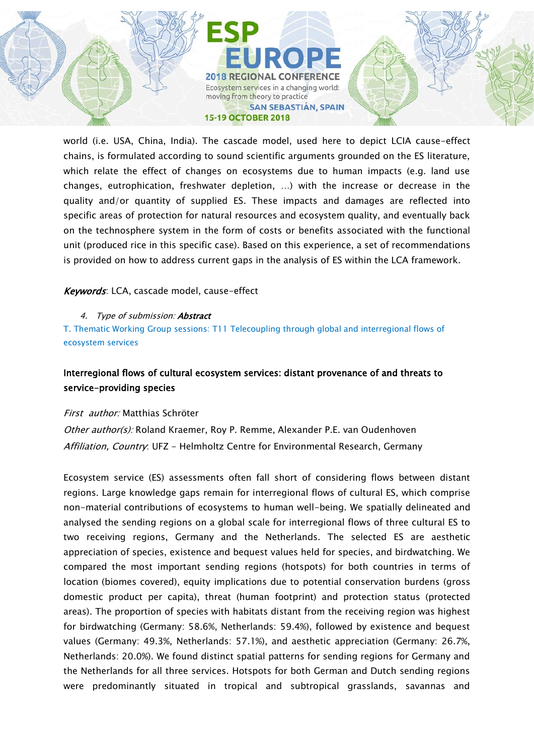world (i.e. USA, China, India). The cascade model, used here to depict LCIA cause-effect chains, is formulated according to sound scientific arguments grounded on the ES literature, which relate the effect of changes on ecosystems due to human impacts (e.g. land use changes, eutrophication, freshwater depletion, …) with the increase or decrease in the quality and/or quantity of supplied ES. These impacts and damages are reflected into specific areas of protection for natural resources and ecosystem quality, and eventually back on the technosphere system in the form of costs or benefits associated with the functional unit (produced rice in this specific case). Based on this experience, a set of recommendations is provided on how to address current gaps in the analysis of ES within the LCA framework.

***Keywords***: LCA, cascade model, cause-effect

4. *Type of submission:* ***Abstract***

T. Thematic Working Group sessions: T11 Telecoupling through global and interregional flows of ecosystem services

**Interregional flows of cultural ecosystem services: distant provenance of and threats to service-providing species**

*First author:* Matthias Schröter

*Other author(s):* Roland Kraemer, Roy P. Remme, Alexander P.E. van Oudenhoven

*Affiliation, Country*: UFZ - Helmholtz Centre for Environmental Research, Germany

Ecosystem service (ES) assessments often fall short of considering flows between distant regions. Large knowledge gaps remain for interregional flows of cultural ES, which comprise non-material contributions of ecosystems to human well-being. We spatially delineated and analysed the sending regions on a global scale for interregional flows of three cultural ES to two receiving regions, Germany and the Netherlands. The selected ES are aesthetic appreciation of species, existence and bequest values held for species, and birdwatching. We compared the most important sending regions (hotspots) for both countries in terms of location (biomes covered), equity implications due to potential conservation burdens (gross domestic product per capita), threat (human footprint) and protection status (protected areas). The proportion of species with habitats distant from the receiving region was highest for birdwatching (Germany: 58.6%, Netherlands: 59.4%), followed by existence and bequest values (Germany: 49.3%, Netherlands: 57.1%), and aesthetic appreciation (Germany: 26.7%, Netherlands: 20.0%). We found distinct spatial patterns for sending regions for Germany and the Netherlands for all three services. Hotspots for both German and Dutch sending regions were predominantly situated in tropical and subtropical grasslands, savannas and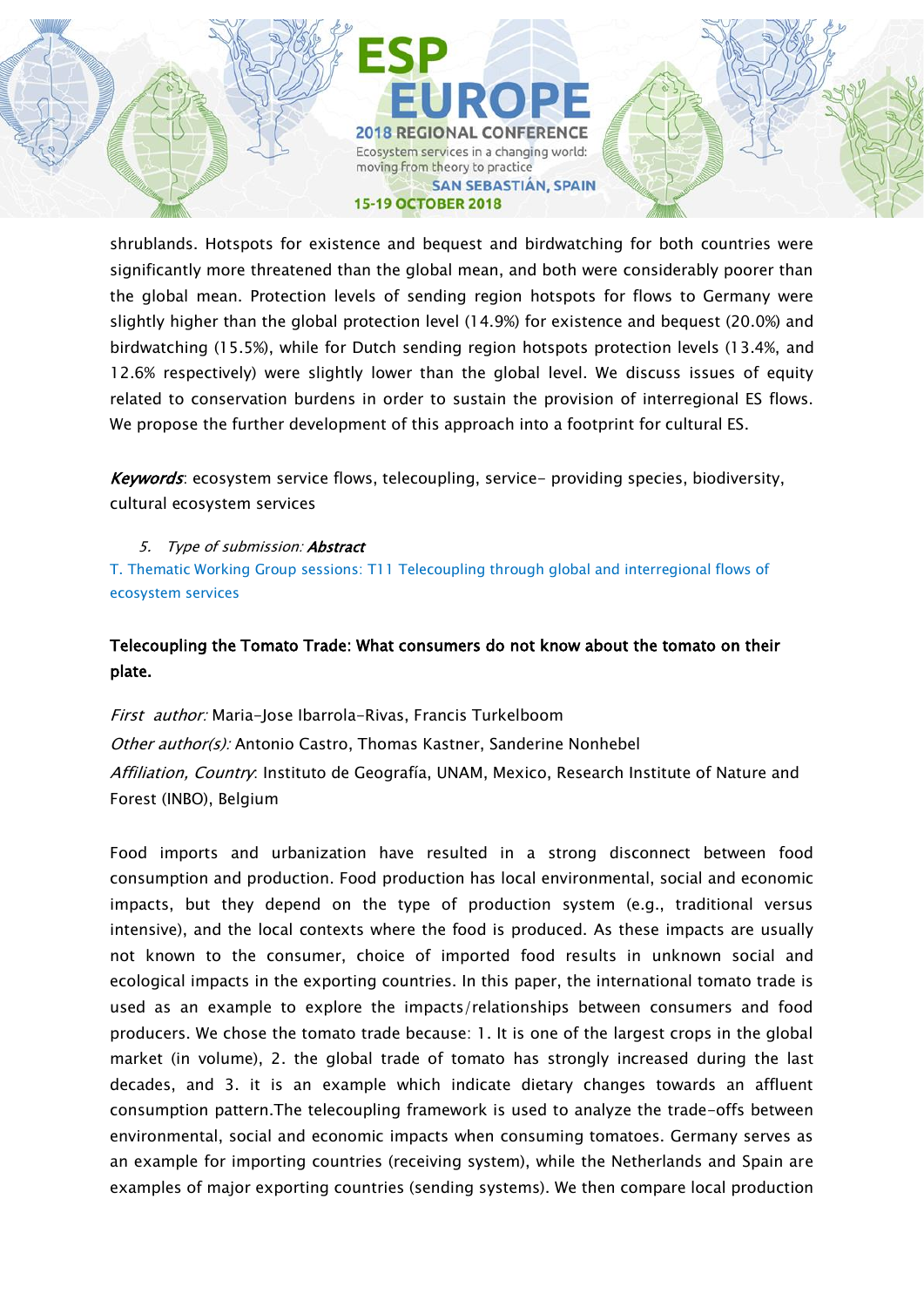shrublands. Hotspots for existence and bequest and birdwatching for both countries were significantly more threatened than the global mean, and both were considerably poorer than the global mean. Protection levels of sending region hotspots for flows to Germany were slightly higher than the global protection level (14.9%) for existence and bequest (20.0%) and birdwatching (15.5%), while for Dutch sending region hotspots protection levels (13.4%, and 12.6% respectively) were slightly lower than the global level. We discuss issues of equity related to conservation burdens in order to sustain the provision of interregional ES flows. We propose the further development of this approach into a footprint for cultural ES.

***Keywords***: ecosystem service flows, telecoupling, service- providing species, biodiversity, cultural ecosystem services

5. *Type of submission:* ***Abstract***

T. Thematic Working Group sessions: T11 Telecoupling through global and interregional flows of ecosystem services

**Telecoupling the Tomato Trade: What consumers do not know about the tomato on their plate.**

*First author:* Maria-Jose Ibarrola-Rivas, Francis Turkelboom

*Other author(s):* Antonio Castro, Thomas Kastner, Sanderine Nonhebel

*Affiliation, Country*: Instituto de Geografía, UNAM, Mexico, Research Institute of Nature and Forest (INBO), Belgium

Food imports and urbanization have resulted in a strong disconnect between food consumption and production. Food production has local environmental, social and economic impacts, but they depend on the type of production system (e.g., traditional versus intensive), and the local contexts where the food is produced. As these impacts are usually not known to the consumer, choice of imported food results in unknown social and ecological impacts in the exporting countries. In this paper, the international tomato trade is used as an example to explore the impacts/relationships between consumers and food producers. We chose the tomato trade because: 1. It is one of the largest crops in the global market (in volume), 2. the global trade of tomato has strongly increased during the last decades, and 3. it is an example which indicate dietary changes towards an affluent consumption pattern.The telecoupling framework is used to analyze the trade-offs between environmental, social and economic impacts when consuming tomatoes. Germany serves as an example for importing countries (receiving system), while the Netherlands and Spain are examples of major exporting countries (sending systems). We then compare local production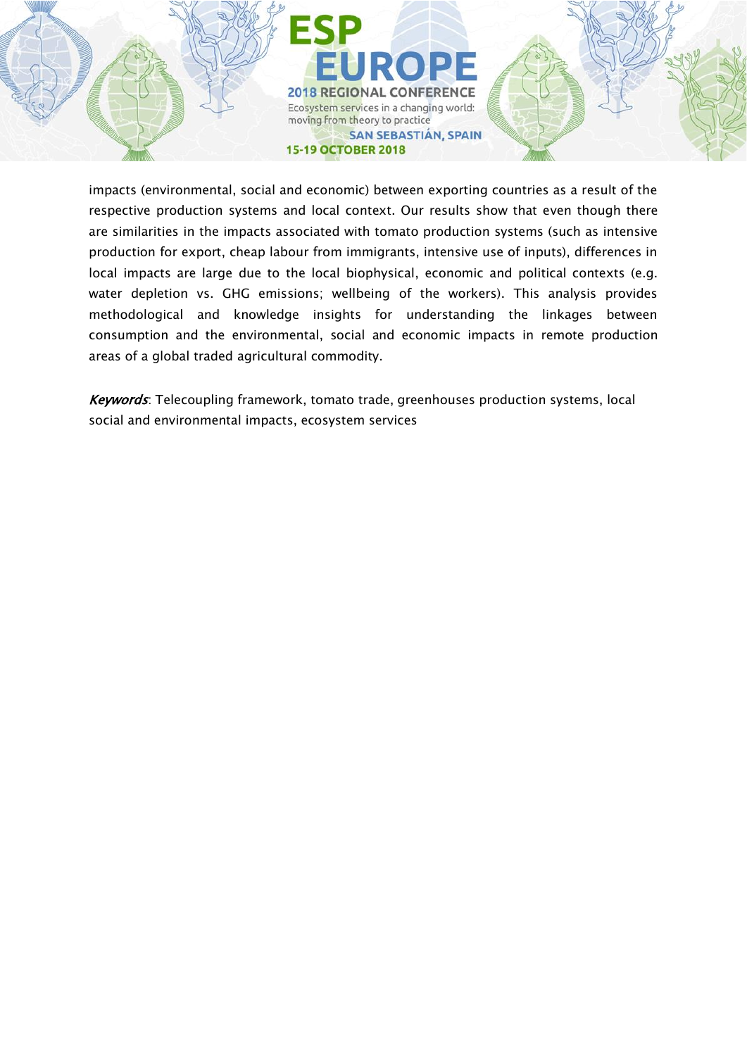impacts (environmental, social and economic) between exporting countries as a result of the respective production systems and local context. Our results show that even though there are similarities in the impacts associated with tomato production systems (such as intensive production for export, cheap labour from immigrants, intensive use of inputs), differences in local impacts are large due to the local biophysical, economic and political contexts (e.g. water depletion vs. GHG emissions; wellbeing of the workers). This analysis provides methodological and knowledge insights for understanding the linkages between consumption and the environmental, social and economic impacts in remote production areas of a global traded agricultural commodity.

*Keywords*: Telecoupling framework, tomato trade, greenhouses production systems, local social and environmental impacts, ecosystem services